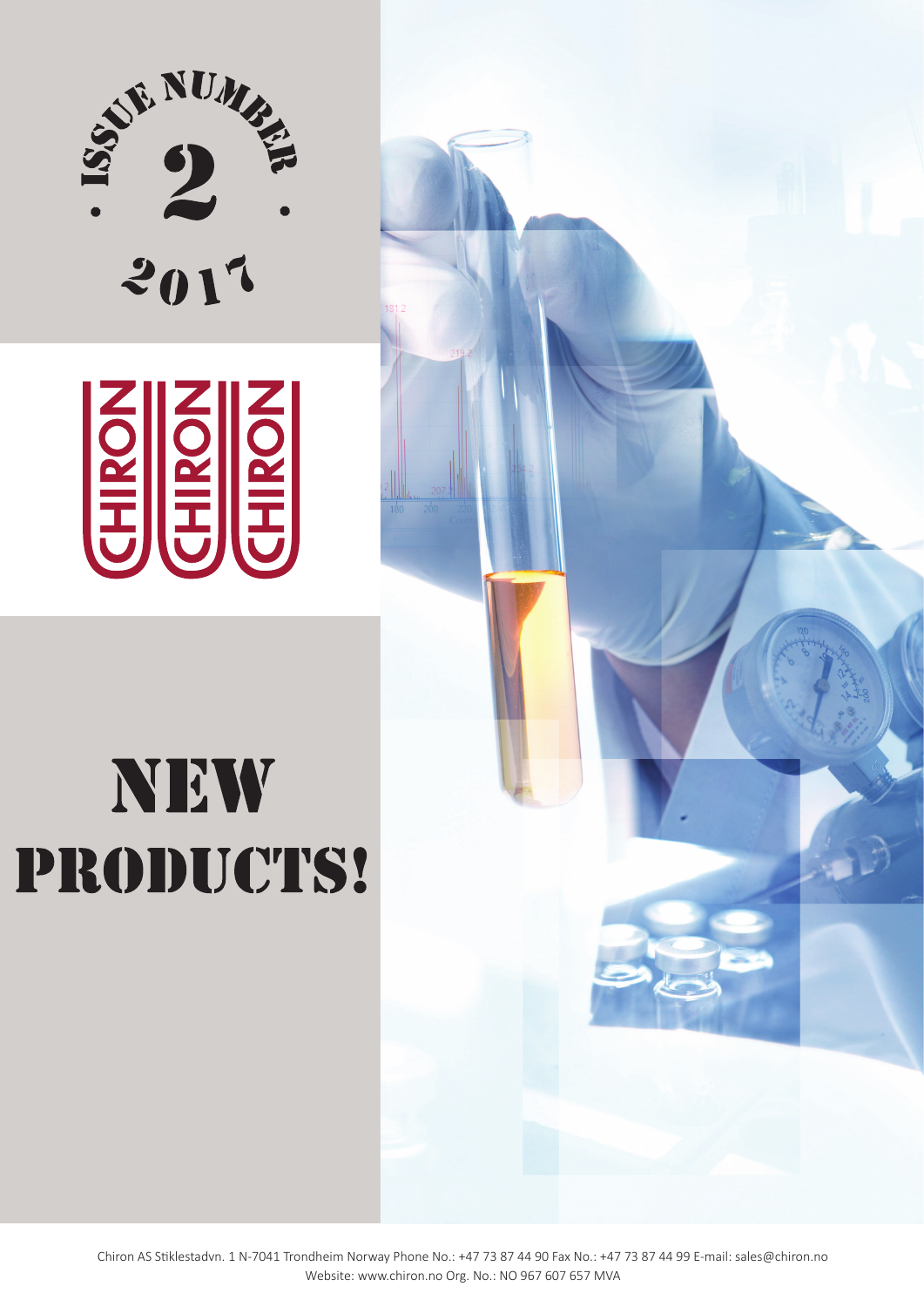ISSUE NUMBER 2

2017

CHIRON CHIRON CHIRON

# NEW PRODUCTS!

Chiron AS Stiklestadvn. 1 N-7041 Trondheim Norway Phone No.: +47 73 87 44 90 Fax No.: +47 73 87 44 99 E-mail: sales@chiron.no
Website: www.chiron.no Org. No.: NO 967 607 657 MVA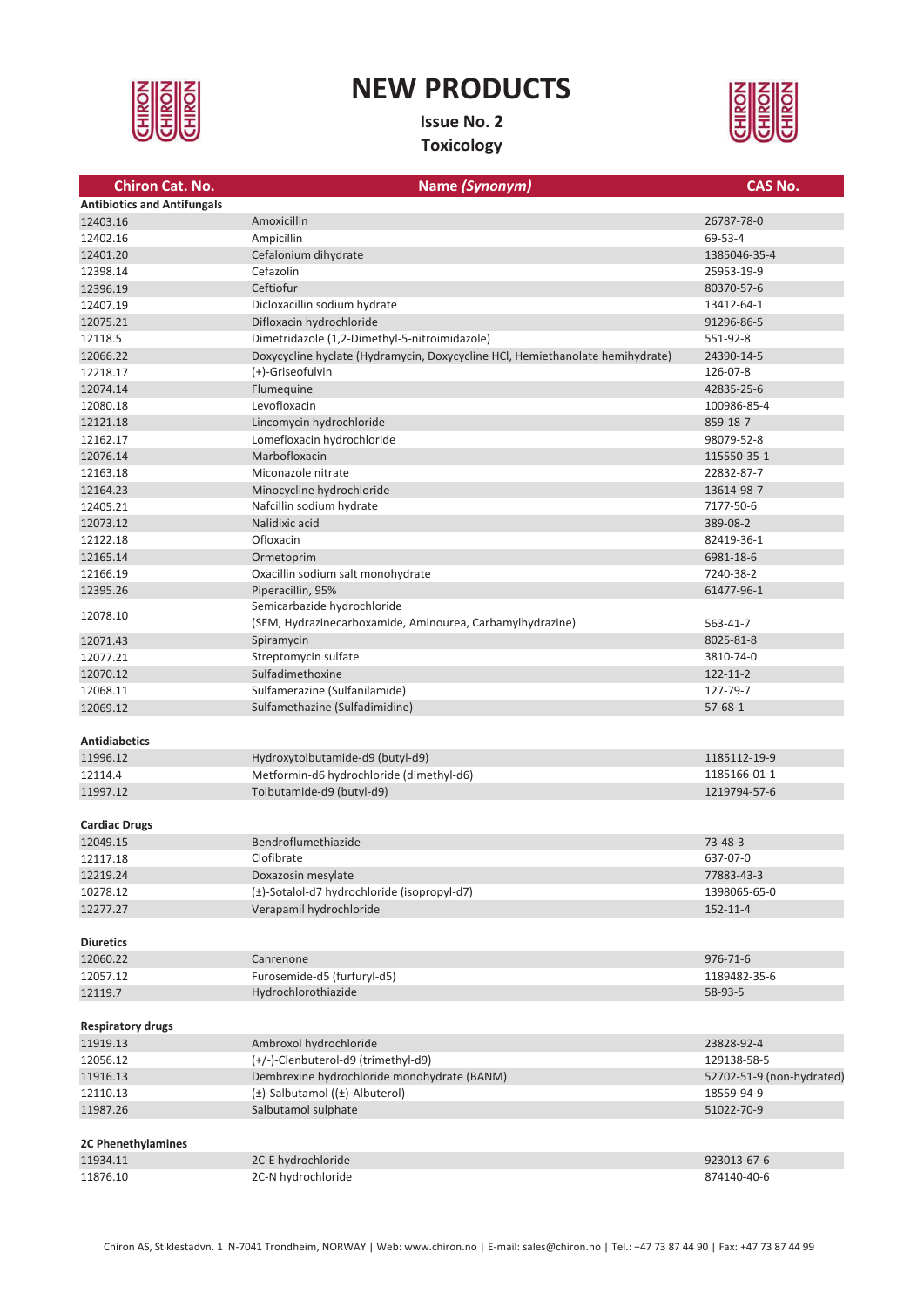# NEW PRODUCTS

**Issue No. 2**

**Toxicology**

| Chiron Cat. No. | Name *(Synonym)* | CAS No. |
|---|---|---|
| **Antibiotics and Antifungals** | | |
| 12403.16 | Amoxicillin | 26787-78-0 |
| 12402.16 | Ampicillin | 69-53-4 |
| 12401.20 | Cefalonium dihydrate | 1385046-35-4 |
| 12398.14 | Cefazolin | 25953-19-9 |
| 12396.19 | Ceftiofur | 80370-57-6 |
| 12407.19 | Dicloxacillin sodium hydrate | 13412-64-1 |
| 12075.21 | Difloxacin hydrochloride | 91296-86-5 |
| 12118.5 | Dimetridazole (1,2-Dimethyl-5-nitroimidazole) | 551-92-8 |
| 12066.22 | Doxycycline hyclate (Hydramycin, Doxycycline HCl, Hemiethanolate hemihydrate) | 24390-14-5 |
| 12218.17 | (+)-Griseofulvin | 126-07-8 |
| 12074.14 | Flumequine | 42835-25-6 |
| 12080.18 | Levofloxacin | 100986-85-4 |
| 12121.18 | Lincomycin hydrochloride | 859-18-7 |
| 12162.17 | Lomefloxacin hydrochloride | 98079-52-8 |
| 12076.14 | Marbofloxacin | 115550-35-1 |
| 12163.18 | Miconazole nitrate | 22832-87-7 |
| 12164.23 | Minocycline hydrochloride | 13614-98-7 |
| 12405.21 | Nafcillin sodium hydrate | 7177-50-6 |
| 12073.12 | Nalidixic acid | 389-08-2 |
| 12122.18 | Ofloxacin | 82419-36-1 |
| 12165.14 | Ormetoprim | 6981-18-6 |
| 12166.19 | Oxacillin sodium salt monohydrate | 7240-38-2 |
| 12395.26 | Piperacillin, 95% | 61477-96-1 |
| 12078.10 | Semicarbazide hydrochloride (SEM, Hydrazinecarboxamide, Aminourea, Carbamylhydrazine) | 563-41-7 |
| 12071.43 | Spiramycin | 8025-81-8 |
| 12077.21 | Streptomycin sulfate | 3810-74-0 |
| 12070.12 | Sulfadimethoxine | 122-11-2 |
| 12068.11 | Sulfamerazine (Sulfanilamide) | 127-79-7 |
| 12069.12 | Sulfamethazine (Sulfadimidine) | 57-68-1 |
| **Antidiabetics** | | |
| 11996.12 | Hydroxytolbutamide-d9 (butyl-d9) | 1185112-19-9 |
| 12114.4 | Metformin-d6 hydrochloride (dimethyl-d6) | 1185166-01-1 |
| 11997.12 | Tolbutamide-d9 (butyl-d9) | 1219794-57-6 |
| **Cardiac Drugs** | | |
| 12049.15 | Bendroflumethiazide | 73-48-3 |
| 12117.18 | Clofibrate | 637-07-0 |
| 12219.24 | Doxazosin mesylate | 77883-43-3 |
| 10278.12 | (±)-Sotalol-d7 hydrochloride (isopropyl-d7) | 1398065-65-0 |
| 12277.27 | Verapamil hydrochloride | 152-11-4 |
| **Diuretics** | | |
| 12060.22 | Canrenone | 976-71-6 |
| 12057.12 | Furosemide-d5 (furfuryl-d5) | 1189482-35-6 |
| 12119.7 | Hydrochlorothiazide | 58-93-5 |
| **Respiratory drugs** | | |
| 11919.13 | Ambroxol hydrochloride | 23828-92-4 |
| 12056.12 | (+/-)-Clenbuterol-d9 (trimethyl-d9) | 129138-58-5 |
| 11916.13 | Dembrexine hydrochloride monohydrate (BANM) | 52702-51-9 (non-hydrated) |
| 12110.13 | (±)-Salbutamol ((±)-Albuterol) | 18559-94-9 |
| 11987.26 | Salbutamol sulphate | 51022-70-9 |
| **2C Phenethylamines** | | |
| 11934.11 | 2C-E hydrochloride | 923013-67-6 |
| 11876.10 | 2C-N hydrochloride | 874140-40-6 |

Chiron AS, Stiklestadvn. 1 N-7041 Trondheim, NORWAY | Web: www.chiron.no | E-mail: sales@chiron.no | Tel.: +47 73 87 44 90 | Fax: +47 73 87 44 99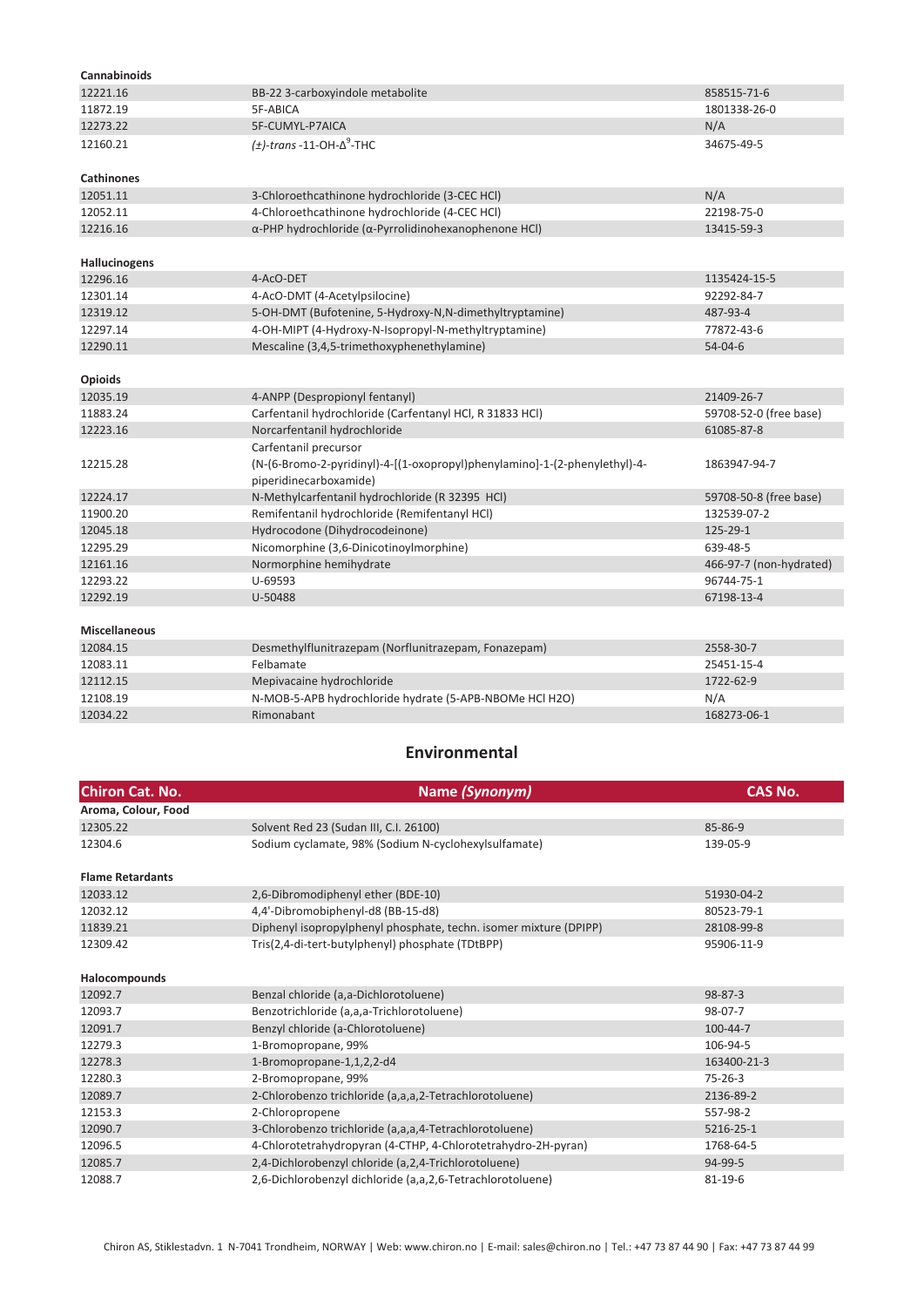| **Cannabinoids** | | |
|---|---|---|
| 12221.16 | BB-22 3-carboxyindole metabolite | 858515-71-6 |
| 11872.19 | 5F-ABICA | 1801338-26-0 |
| 12273.22 | 5F-CUMYL-P7AICA | N/A |
| 12160.21 | *(±)-trans* -11-OH-$\Delta^9$-THC | 34675-49-5 |
| **Cathinones** | | |
| 12051.11 | 3-Chloroethcathinone hydrochloride (3-CEC HCl) | N/A |
| 12052.11 | 4-Chloroethcathinone hydrochloride (4-CEC HCl) | 22198-75-0 |
| 12216.16 | α-PHP hydrochloride (α-Pyrrolidinohexanophenone HCl) | 13415-59-3 |
| **Hallucinogens** | | |
| 12296.16 | 4-AcO-DET | 1135424-15-5 |
| 12301.14 | 4-AcO-DMT (4-Acetylpsilocine) | 92292-84-7 |
| 12319.12 | 5-OH-DMT (Bufotenine, 5-Hydroxy-N,N-dimethyltryptamine) | 487-93-4 |
| 12297.14 | 4-OH-MIPT (4-Hydroxy-N-Isopropyl-N-methyltryptamine) | 77872-43-6 |
| 12290.11 | Mescaline (3,4,5-trimethoxyphenethylamine) | 54-04-6 |
| **Opioids** | | |
| 12035.19 | 4-ANPP (Despropionyl fentanyl) | 21409-26-7 |
| 11883.24 | Carfentanil hydrochloride (Carfentanyl HCl, R 31833 HCl) | 59708-52-0 (free base) |
| 12223.16 | Norcarfentanil hydrochloride | 61085-87-8 |
| 12215.28 | Carfentanil precursor (N-(6-Bromo-2-pyridinyl)-4-[(1-oxopropyl)phenylamino]-1-(2-phenylethyl)-4-piperidinecarboxamide) | 1863947-94-7 |
| 12224.17 | N-Methylcarfentanil hydrochloride (R 32395 HCl) | 59708-50-8 (free base) |
| 11900.20 | Remifentanil hydrochloride (Remifentanyl HCl) | 132539-07-2 |
| 12045.18 | Hydrocodone (Dihydrocodeinone) | 125-29-1 |
| 12295.29 | Nicomorphine (3,6-Dinicotinoylmorphine) | 639-48-5 |
| 12161.16 | Normorphine hemihydrate | 466-97-7 (non-hydrated) |
| 12293.22 | U-69593 | 96744-75-1 |
| 12292.19 | U-50488 | 67198-13-4 |
| **Miscellaneous** | | |
| 12084.15 | Desmethylflunitrazepam (Norflunitrazepam, Fonazepam) | 2558-30-7 |
| 12083.11 | Felbamate | 25451-15-4 |
| 12112.15 | Mepivacaine hydrochloride | 1722-62-9 |
| 12108.19 | N-MOB-5-APB hydrochloride hydrate (5-APB-NBOMe HCl H2O) | N/A |
| 12034.22 | Rimonabant | 168273-06-1 |

## Environmental

| Chiron Cat. No. | Name *(Synonym)* | CAS No. |
|---|---|---|
| **Aroma, Colour, Food** | | |
| 12305.22 | Solvent Red 23 (Sudan III, C.I. 26100) | 85-86-9 |
| 12304.6 | Sodium cyclamate, 98% (Sodium N-cyclohexylsulfamate) | 139-05-9 |
| **Flame Retardants** | | |
| 12033.12 | 2,6-Dibromodiphenyl ether (BDE-10) | 51930-04-2 |
| 12032.12 | 4,4'-Dibromobiphenyl-d8 (BB-15-d8) | 80523-79-1 |
| 11839.21 | Diphenyl isopropylphenyl phosphate, techn. isomer mixture (DPIPP) | 28108-99-8 |
| 12309.42 | Tris(2,4-di-tert-butylphenyl) phosphate (TDtBPP) | 95906-11-9 |
| **Halocompounds** | | |
| 12092.7 | Benzal chloride (a,a-Dichlorotoluene) | 98-87-3 |
| 12093.7 | Benzotrichloride (a,a,a-Trichlorotoluene) | 98-07-7 |
| 12091.7 | Benzyl chloride (a-Chlorotoluene) | 100-44-7 |
| 12279.3 | 1-Bromopropane, 99% | 106-94-5 |
| 12278.3 | 1-Bromopropane-1,1,2,2-d4 | 163400-21-3 |
| 12280.3 | 2-Bromopropane, 99% | 75-26-3 |
| 12089.7 | 2-Chlorobenzo trichloride (a,a,a,2-Tetrachlorotoluene) | 2136-89-2 |
| 12153.3 | 2-Chloropropene | 557-98-2 |
| 12090.7 | 3-Chlorobenzo trichloride (a,a,a,4-Tetrachlorotoluene) | 5216-25-1 |
| 12096.5 | 4-Chlorotetrahydropyran (4-CTHP, 4-Chlorotetrahydro-2H-pyran) | 1768-64-5 |
| 12085.7 | 2,4-Dichlorobenzyl chloride (a,2,4-Trichlorotoluene) | 94-99-5 |
| 12088.7 | 2,6-Dichlorobenzyl dichloride (a,a,2,6-Tetrachlorotoluene) | 81-19-6 |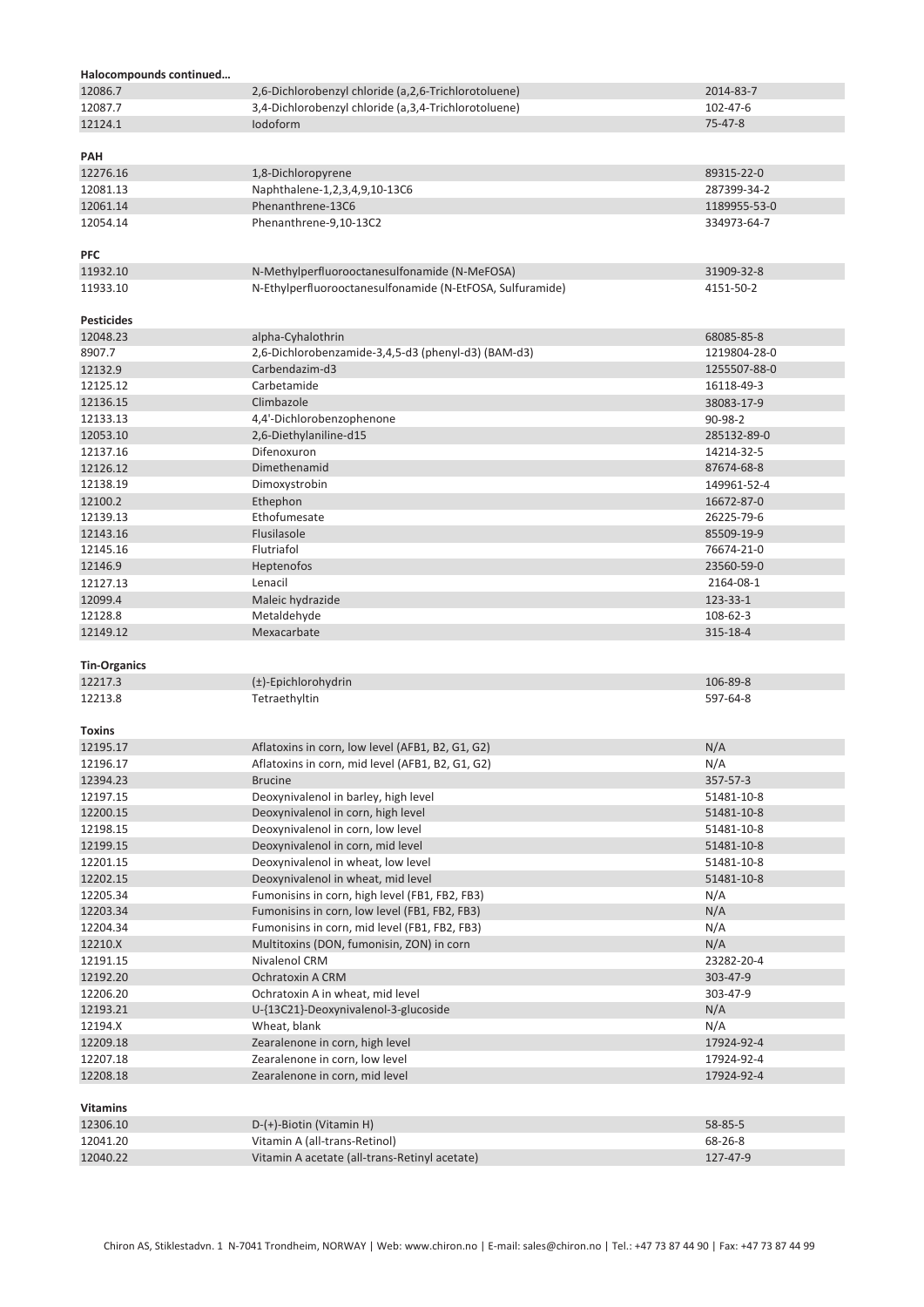**Halocompounds continued…**

| | | |
|---|---|---|
| 12086.7 | 2,6-Dichlorobenzyl chloride (a,2,6-Trichlorotoluene) | 2014-83-7 |
| 12087.7 | 3,4-Dichlorobenzyl chloride (a,3,4-Trichlorotoluene) | 102-47-6 |
| 12124.1 | Iodoform | 75-47-8 |

**PAH**

| | | |
|---|---|---|
| 12276.16 | 1,8-Dichloropyrene | 89315-22-0 |
| 12081.13 | Naphthalene-1,2,3,4,9,10-13C6 | 287399-34-2 |
| 12061.14 | Phenanthrene-13C6 | 1189955-53-0 |
| 12054.14 | Phenanthrene-9,10-13C2 | 334973-64-7 |

**PFC**

| | | |
|---|---|---|
| 11932.10 | N-Methylperfluorooctanesulfonamide (N-MeFOSA) | 31909-32-8 |
| 11933.10 | N-Ethylperfluorooctanesulfonamide (N-EtFOSA, Sulfuramide) | 4151-50-2 |

**Pesticides**

| | | |
|---|---|---|
| 12048.23 | alpha-Cyhalothrin | 68085-85-8 |
| 8907.7 | 2,6-Dichlorobenzamide-3,4,5-d3 (phenyl-d3) (BAM-d3) | 1219804-28-0 |
| 12132.9 | Carbendazim-d3 | 1255507-88-0 |
| 12125.12 | Carbetamide | 16118-49-3 |
| 12136.15 | Climbazole | 38083-17-9 |
| 12133.13 | 4,4'-Dichlorobenzophenone | 90-98-2 |
| 12053.10 | 2,6-Diethylaniline-d15 | 285132-89-0 |
| 12137.16 | Difenoxuron | 14214-32-5 |
| 12126.12 | Dimethenamid | 87674-68-8 |
| 12138.19 | Dimoxystrobin | 149961-52-4 |
| 12100.2 | Ethephon | 16672-87-0 |
| 12139.13 | Ethofumesate | 26225-79-6 |
| 12143.16 | Flusilasole | 85509-19-9 |
| 12145.16 | Flutriafol | 76674-21-0 |
| 12146.9 | Heptenofos | 23560-59-0 |
| 12127.13 | Lenacil | 2164-08-1 |
| 12099.4 | Maleic hydrazide | 123-33-1 |
| 12128.8 | Metaldehyde | 108-62-3 |
| 12149.12 | Mexacarbate | 315-18-4 |

**Tin-Organics**

| | | |
|---|---|---|
| 12217.3 | (±)-Epichlorohydrin | 106-89-8 |
| 12213.8 | Tetraethyltin | 597-64-8 |

**Toxins**

| | | |
|---|---|---|
| 12195.17 | Aflatoxins in corn, low level (AFB1, B2, G1, G2) | N/A |
| 12196.17 | Aflatoxins in corn, mid level (AFB1, B2, G1, G2) | N/A |
| 12394.23 | Brucine | 357-57-3 |
| 12197.15 | Deoxynivalenol in barley, high level | 51481-10-8 |
| 12200.15 | Deoxynivalenol in corn, high level | 51481-10-8 |
| 12198.15 | Deoxynivalenol in corn, low level | 51481-10-8 |
| 12199.15 | Deoxynivalenol in corn, mid level | 51481-10-8 |
| 12201.15 | Deoxynivalenol in wheat, low level | 51481-10-8 |
| 12202.15 | Deoxynivalenol in wheat, mid level | 51481-10-8 |
| 12205.34 | Fumonisins in corn, high level (FB1, FB2, FB3) | N/A |
| 12203.34 | Fumonisins in corn, low level (FB1, FB2, FB3) | N/A |
| 12204.34 | Fumonisins in corn, mid level (FB1, FB2, FB3) | N/A |
| 12210.X | Multitoxins (DON, fumonisin, ZON) in corn | N/A |
| 12191.15 | Nivalenol CRM | 23282-20-4 |
| 12192.20 | Ochratoxin A CRM | 303-47-9 |
| 12206.20 | Ochratoxin A in wheat, mid level | 303-47-9 |
| 12193.21 | U-[13C21]-Deoxynivalenol-3-glucoside | N/A |
| 12194.X | Wheat, blank | N/A |
| 12209.18 | Zearalenone in corn, high level | 17924-92-4 |
| 12207.18 | Zearalenone in corn, low level | 17924-92-4 |
| 12208.18 | Zearalenone in corn, mid level | 17924-92-4 |

**Vitamins**

| | | |
|---|---|---|
| 12306.10 | D-(+)-Biotin (Vitamin H) | 58-85-5 |
| 12041.20 | Vitamin A (all-trans-Retinol) | 68-26-8 |
| 12040.22 | Vitamin A acetate (all-trans-Retinyl acetate) | 127-47-9 |

Chiron AS, Stiklestadvn. 1 N-7041 Trondheim, NORWAY | Web: www.chiron.no | E-mail: sales@chiron.no | Tel.: +47 73 87 44 90 | Fax: +47 73 87 44 99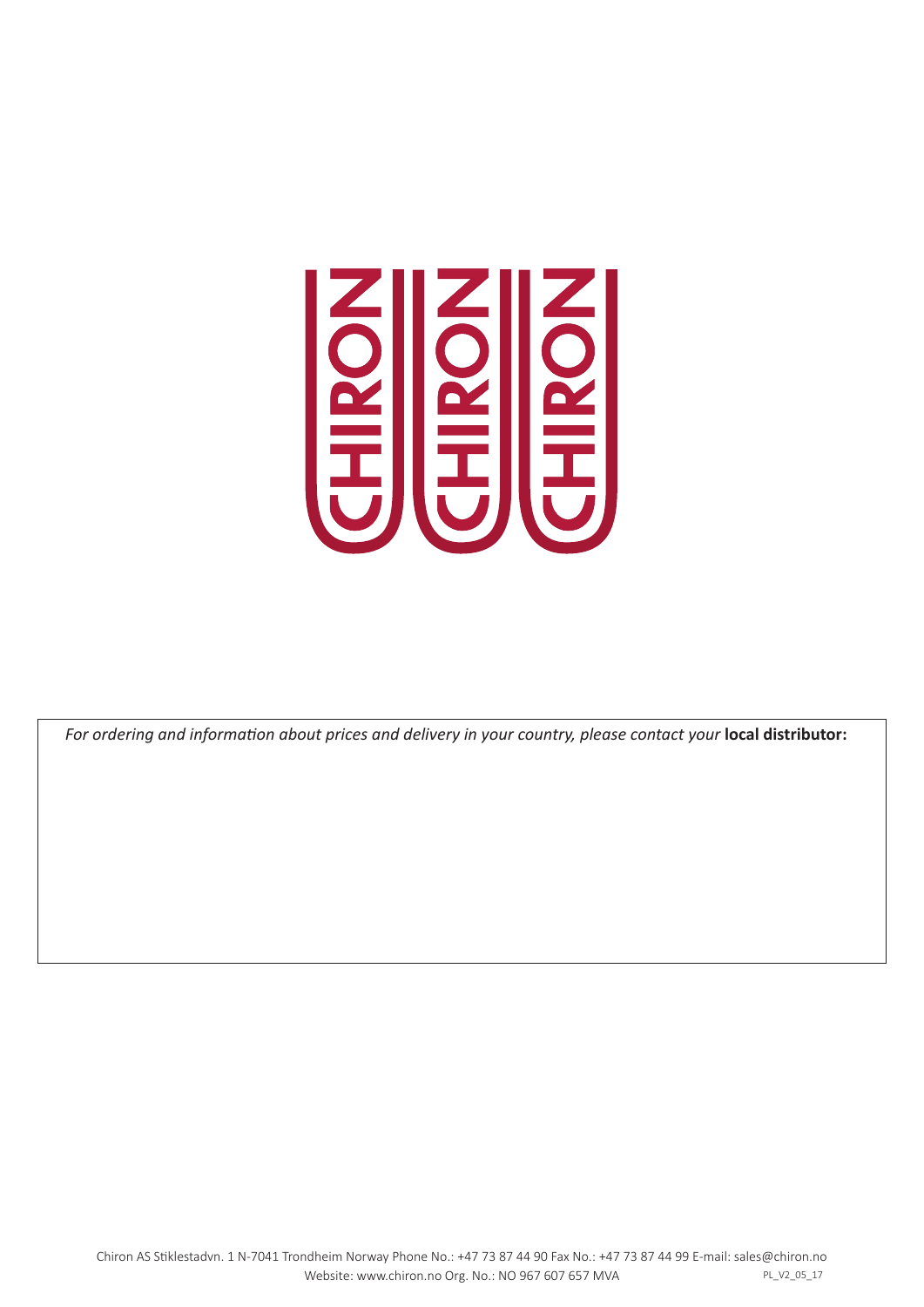*For ordering and information about prices and delivery in your country, please contact your* **local distributor:**

Chiron AS Stiklestadvn. 1 N-7041 Trondheim Norway Phone No.: +47 73 87 44 90 Fax No.: +47 73 87 44 99 E-mail: sales@chiron.no
Website: www.chiron.no Org. No.: NO 967 607 657 MVA

PL_V2_05_17